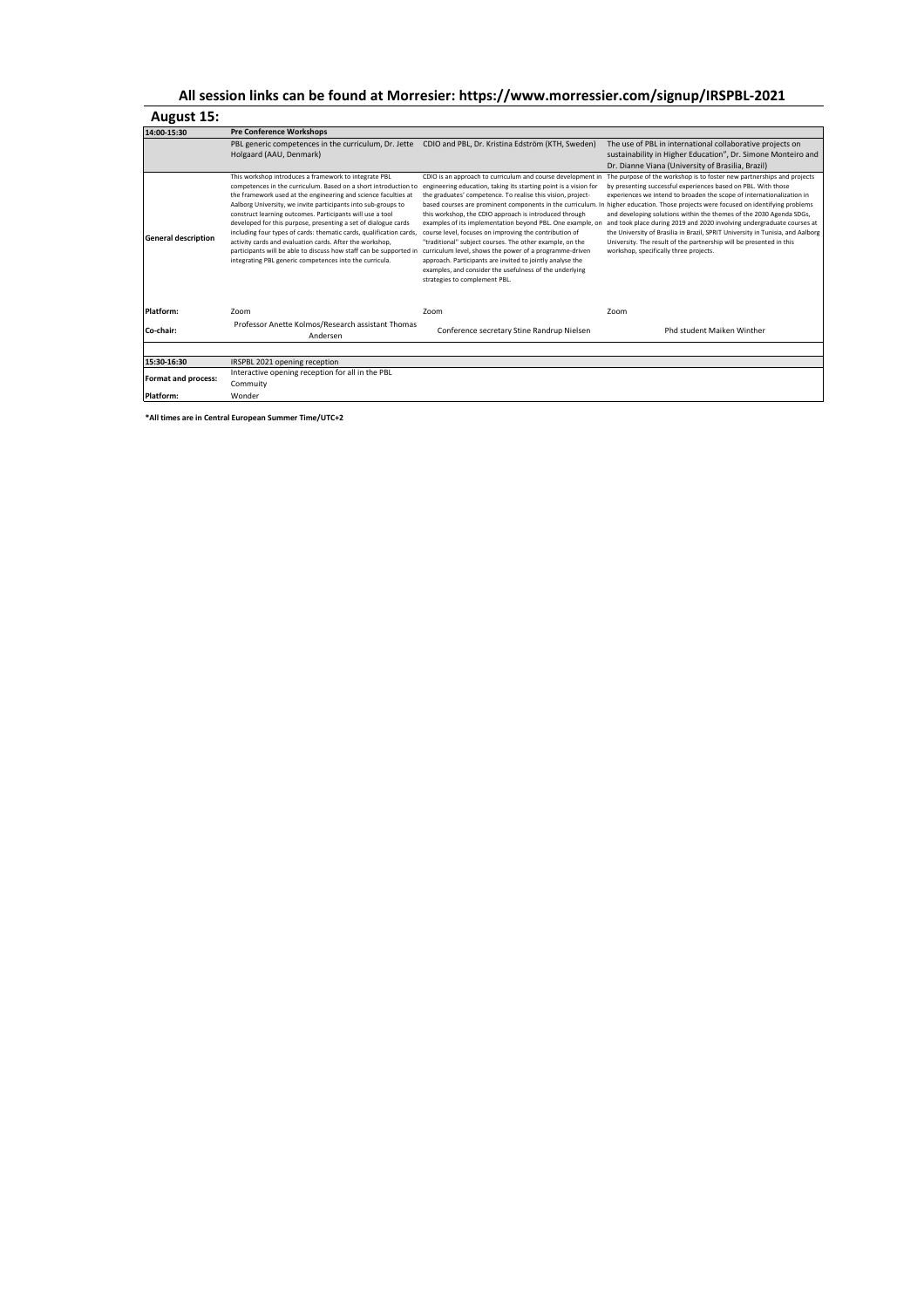# All session links can be found at Morresier: https://www.morressier.com/signup/IRSPBL-2021

## August 15:

| 14:00-15:30 | **Pre Conference Workshops** | | |
|---|---|---|---|
| | PBL generic competences in the curriculum, Dr. Jette Holgaard (AAU, Denmark) | CDIO and PBL, Dr. Kristina Edström (KTH, Sweden) | The use of PBL in international collaborative projects on sustainability in Higher Education", Dr. Simone Monteiro and Dr. Dianne Viana (University of Brasilia, Brazil) |
| **General description** | This workshop introduces a framework to integrate PBL competences in the curriculum. Based on a short introduction to the framework used at the engineering and science faculties at Aalborg University, we invite participants into sub-groups to construct learning outcomes. Participants will use a tool developed for this purpose, presenting a set of dialogue cards including four types of cards: thematic cards, qualification cards, activity cards and evaluation cards. After the workshop, participants will be able to discuss how staff can be supported in integrating PBL generic competences into the curricula. | CDIO is an approach to curriculum and course development in engineering education, taking its starting point is a vision for the graduates' competence. To realise this vision, project-based courses are prominent components in the curriculum. In this workshop, the CDIO approach is introduced through examples of its implementation beyond PBL. One example, on course level, focuses on improving the contribution of "traditional" subject courses. The other example, on the curriculum level, shows the power of a programme-driven approach. Participants are invited to jointly analyse the examples, and consider the usefulness of the underlying strategies to complement PBL. | The purpose of the workshop is to foster new partnerships and projects by presenting successful experiences based on PBL. With those experiences we intend to broaden the scope of internationalization in higher education. Those projects were focused on identifying problems and developing solutions within the themes of the 2030 Agenda SDGs, and took place during 2019 and 2020 involving undergraduate courses at the University of Brasilia in Brazil, SPRIT University in Tunisia, and Aalborg University. The result of the partnership will be presented in this workshop, specifically three projects. |
| **Platform:** | Zoom | Zoom | Zoom |
| **Co-chair:** | Professor Anette Kolmos/Research assistant Thomas Andersen | Conference secretary Stine Randrup Nielsen | Phd student Maiken Winther |

| 15:30-16:30 | IRSPBL 2021 opening reception |
|---|---|
| **Format and process:** | Interactive opening reception for all in the PBL Commuity |
| **Platform:** | Wonder |

**\*All times are in Central European Summer Time/UTC+2**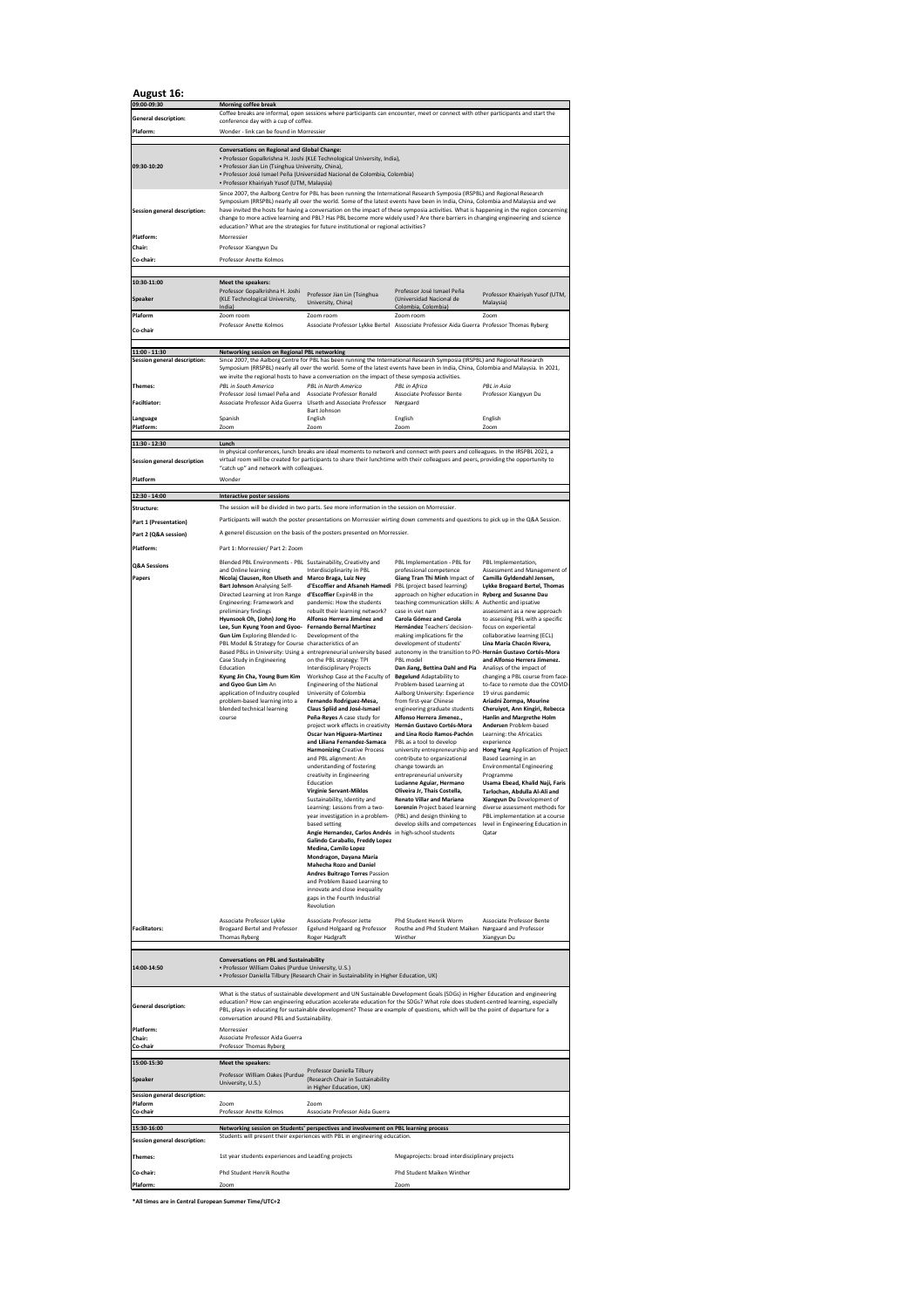# August 16:

| | |
|---|---|
| **09:00-09:30** | **Morning coffee break** |
| **General description:** | Coffee breaks are informal, open sessions where participants can encounter, meet or connect with other participants and start the conference day with a cup of coffee. |
| **Plaform:** | Wonder - link can be found in Morressier |

| | |
|---|---|
| **09:30-10:20** | **Conversations on Regional and Global Change:**<br>• Professor Gopalkrishna H. Joshi (KLE Technological University, India),<br>• Professor Jian Lin (Tsinghua University, China),<br>• Professor José Ismael Peña (Universidad Nacional de Colombia, Colombia)<br>• Professor Khairiyah Yusof (UTM, Malaysia) |
| **Session general description:** | Since 2007, the Aalborg Centre for PBL has been running the International Research Symposia (IRSPBL) and Regional Research Symposium (RRSPBL) nearly all over the world. Some of the latest events have been in India, China, Colombia and Malaysia and we have invited the hosts for having a conversation on the impact of these symposia activities. What is happening in the region concerning change to more active learning and PBL? Has PBL become more widely used? Are there barriers in changing engineering and science education? What are the strategies for future institutional or regional activities? |
| **Platform:** | Morressier |
| **Chair:** | Professor Xiangyun Du |
| **Co-chair:** | Professor Anette Kolmos |

| **10:30-11:00** | **Meet the speakers:** | | | |
|---|---|---|---|---|
| **Speaker** | Professor Gopalkrishna H. Joshi (KLE Technological University, India) | Professor Jian Lin (Tsinghua University, China) | Professor José Ismael Peña (Universidad Nacional de Colombia, Colombia) | Professor Khairiyah Yusof (UTM, Malaysia) |
| **Plaform** | Zoom room | Zoom room | Zoom room | Zoom |
| **Co-chair** | Professor Anette Kolmos | Associate Professor Lykke Bertel | Associate Professor Aida Guerra | Professor Thomas Ryberg |

| **11:00 - 11:30** | **Networking session on Regional PBL networking** | | | |
|---|---|---|---|---|
| **Session general description:** | Since 2007, the Aalborg Centre for PBL has been running the International Research Symposia (IRSPBL) and Regional Research Symposium (RRSPBL) nearly all over the world. Some of the latest events have been in India, China, Colombia and Malaysia. In 2021, we invite the regional hosts to have a conversation on the impact of these symposia activities. | | | |
| **Themes:** | *PBL in South America* | *PBL in North America* | *PBL in Africa* | *PBL in Asia* |
| **Facilitator:** | Professor José Ismael Peña and Associate Professor Aida Guerra | Associate Professor Ronald Ulseth and Associate Professor Bart Johnson | Associate Professor Bente Nørgaard | Professor Xiangyun Du |
| **Language** | Spanish | English | English | English |
| **Platform:** | Zoom | Zoom | Zoom | Zoom |

| | |
|---|---|
| **11:30 - 12:30** | **Lunch** |
| **Session general description** | In physical conferences, lunch breaks are ideal moments to network and connect with peers and colleagues. In the IRSPBL 2021, a virtual room will be created for participants to share their lunchtime with their colleagues and peers, providing the opportunity to "catch up" and network with colleagues. |
| **Platform** | Wonder |

| **12:30 - 14:00** | **Interactive poster sessions** | | | |
|---|---|---|---|---|
| **Structure:** | The session will be divided in two parts. See more information in the session on Morressier. | | | |
| **Part 1 (Presentation)** | Participants will watch the poster presentations on Morressier wirting down comments and questions to pick up in the Q&A Session. | | | |
| **Part 2 (Q&A session)** | A generel discussion on the basis of the posters presented on Morressier. | | | |
| **Platform:** | Part 1: Morressier/ Part 2: Zoom | | | |
| **Q&A Sessions** | Blended PBL Environments - PBL and Online learning | Sustainability, Creativity and Interdisciplinarity in PBL | PBL Implementation - PBL for professional competence | PBL Implementation, Assessment and Management of |
| **Papers** | **Nicolaj Clausen, Ron Ulseth and Bart Johnson** Analysing Self-Directed Learning at Iron Range Engineering: Framework and preliminary findings<br>**Hyunsook Oh, (John) Jong Ho Lee, Sun Kyung Yoon and Gyoo-Gun Lim** Exploring Blended Ic-PBL Model & Strategy for Course Based PBLs in University: Using a Case Study in Engineering Education<br>**Kyung Jin Cha, Young Bum Kim and Gyoo Gun Lim** An application of Industry coupled problem-based learning into a blended technical learning course | **Marco Braga, Luiz Ney d'Escoffier and Afsaneh Hamedi d'Escoffier** Expin48 in the pandemic: How the students rebuilt their learning network?<br>**Alfonso Herrera Jiménez and Fernando Bernal Martínez** Development of the characteristics of an entrepreneurial university based on the PBL strategy: TPI Interdisciplinary Projects Workshop Case at the Faculty of Engineering of the National University of Colombia<br>**Fernando Rodriguez-Mesa, Claus Spliid and José-Ismael Peña-Reyes** A case study for project work effects in creativity<br>**Oscar Ivan Higuera-Martinez and Liliana Fernandez-Samaca Harmonizing** Creative Process and PBL alignment: An understanding of fostering creativity in Engineering Education<br>**Virginie Servant-Miklos** Sustainability, Identity and Learning: Lessons from a two-year investigation in a problem-based setting<br>**Angie Hernandez, Carlos Andrés Galindo Caraballo, Freddy Lopez Medina, Camilo Lopez Mondragon, Dayana Maria Mahecha Rozo and Daniel Andres Buitrago Torres** Passion and Problem Based Learning to innovate and close inequality gaps in the Fourth Industrial Revolution | **Giang Tran Thi Minh** Impact of PBL (project based learning) approach on higher education in teaching communication skills: A case in viet nam<br>**Carola Gómez and Carola Hernández** Teachers' decision-making implications fir the development of students' autonomy in the transition to PO-PBL model<br>**Dan Jiang, Bettina Dahl and Pia Bøgelund** Adaptability to Problem-based Learning at Aalborg University: Experience from first-year Chinese engineering graduate students<br>**Alfonso Herrera Jimenez., and Lina Rocio Ramos-Pachón** PBL as a tool to develop university entrepreneurship and contribute to organizational change towards an entrepreneurial university<br>**Lucianne Aguiar, Hermano Oliveira Jr, Thais Costella, Renato Villar and Mariana Lorenzin** Project based learning (PBL) and design thinking to develop skills and competences in high-school students | **Camilla Gyldendahl Jensen, Lykke Brogaard Bertel, Thomas Ryberg and Susanne Dau** Authentic and ipsative assessment as a new approach to assessing PBL with a specific focus on experiental collaborative learning (ECL)<br>**Lina María Chacón Rivera, Hernán Gustavo Cortés-Mora and Alfonso Herrera Jimenez.** Analisys of the impact of changing a PBL course from face-to-face to remote due the COVID-19 virus pandemic<br>**Ariadni Zormpa, Mourine Cheruiyot, Ann Kingiri, Rebecca Hanlin and Margrethe Holm Andersen** Problem-based Learning: the AfricaLics experience<br>**Hong Yang** Application of Project Based Learning in an Environmental Engineering Programme<br>**Usama Ebead, Khalid Naji, Faris Tarlochan, Abdulla Al-Ali and Xiangyun Du** Development of diverse assessment methods for PBL implementation at a course level in Engineering Education in Qatar |
| **Facilitators:** | Associate Professor Lykke Brogaard Bertel and Professor Thomas Ryberg | Associate Professor Jette Egelund Holgaard og Professor Roger Hadgraft | Phd Student Henrik Worm Routhe and Phd Student Maiken Winther | Associate Professor Bente Nørgaard and Professor Xiangyun Du |

| | |
|---|---|
| **14:00-14:50** | **Conversations on PBL and Sustainability**<br>• Professor William Oakes (Purdue University, U.S.)<br>• Professor Daniella Tilbury (Research Chair in Sustainability in Higher Education, UK) |
| **General description:** | What is the status of sustainable development and UN Sustainable Development Goals (SDGs) in Higher Education and engineering education? How can engineering education accelerate education for the SDGs? What role does student-centred learning, especially PBL, plays in educating for sustainable development? These are example of questions, which will be the point of departure for a conversation around PBL and Sustainability. |
| **Platform:** | Morressier |
| **Chair:** | Associate Professor Aida Guerra |
| **Co-chair** | Professor Thomas Ryberg |

| **15:00-15:30** | **Meet the speakers:** | |
|---|---|---|
| **Speaker** | Professor William Oakes (Purdue University, U.S.) | Professor Daniella Tilbury (Research Chair in Sustainability in Higher Education, UK) |
| **Session general description:** | | |
| **Plaform** | Zoom | Zoom |
| **Co-chair** | Professor Anette Kolmos | Associate Professor Aida Guerra |

| **15:30-16:00** | **Networking session on Students' perspectives and involvement on PBL learning process** | |
|---|---|---|
| **Session general description:** | Students will present their experiences with PBL in engineering education. | |
| **Themes:** | 1st year students experiences and LeadEng projects | Megaprojects: broad interdisciplinary projects |
| **Co-chair:** | Phd Student Henrik Routhe | Phd Student Maiken Winther |
| **Plaform:** | Zoom | Zoom |

***All times are in Central European Summer Time/UTC+2**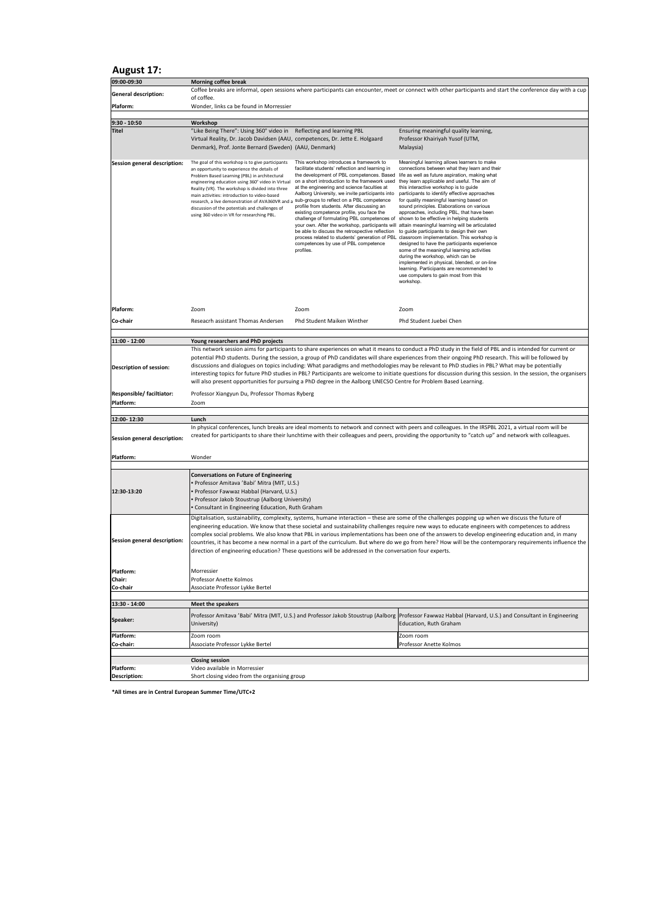## August 17:

| | | | |
|---|---|---|---|
| **09:00-09:30** | **Morning coffee break** | | |
| **General description:** | Coffee breaks are informal, open sessions where participants can encounter, meet or connect with other participants and start the conference day with a cup of coffee. | | |
| **Plaform:** | Wonder, links ca be found in Morressier | | |
| | | | |
| **9:30 - 10:50** | **Workshop** | | |
| **Titel** | "Like Being There": Using 360° video in Virtual Reality, Dr. Jacob Davidsen (AAU, Denmark), Prof. Jonte Bernard (Sweden) | Reflecting and learning PBL competences, Dr. Jette E. Holgaard (AAU, Denmark) | Ensuring meaningful quality learning, Professor Khairiyah Yusof (UTM, Malaysia) |
| **Session general description:** | The goal of this workshop is to give participants an opportunity to experience the details of Problem Based Learning (PBL) in architectural engineering education using 360° video in Virtual Reality (VR). The workshop is divided into three main activities: introduction to video-based research, a live demonstration of AVA360VR and a discussion of the potentials and challenges of using 360 video in VR for researching PBL. | This workshop introduces a framework to facilitate students' reflection and learning in the development of PBL competences. Based on a short introduction to the framework used at the engineering and science faculties at Aalborg University, we invite participants into sub-groups to reflect on a PBL competence profile from students. After discussing an existing competence profile, you face the challenge of formulating PBL competences of your own. After the workshop, participants will be able to discuss the retrospective reflection process related to students' generation of PBL competences by use of PBL competence profiles. | Meaningful learning allows learners to make connections between what they learn and their life as well as future aspiration, making what they learn applicable and useful. The aim of this interactive workshop is to guide participants to identify effective approaches for quality meaningful learning based on sound principles. Elaborations on various approaches, including PBL, that have been shown to be effective in helping students attain meaningful learning will be articulated to guide participants to design their own classroom implementation. This workshop is designed to have the participants experience some of the meaningful learning activities during the workshop, which can be implemented in physical, blended, or on-line learning. Participants are recommended to use computers to gain most from this workshop. |
| **Plaform:** | Zoom | Zoom | Zoom |
| **Co-chair** | Reseacrh assistant Thomas Andersen | Phd Student Maiken Winther | Phd Student Juebei Chen |
| | | | |
| **11:00 - 12:00** | **Young researchers and PhD projects** | | |
| **Description of session:** | This network session aims for participants to share experiences on what it means to conduct a PhD study in the field of PBL and is intended for current or potential PhD students. During the session, a group of PhD candidates will share experiences from their ongoing PhD research. This will be followed by discussions and dialogues on topics including: What paradigms and methodologies may be relevant to PhD studies in PBL? What may be potentially interesting topics for future PhD studies in PBL? Participants are welcome to initiate questions for discussion during this session. In the session, the organisers will also present opportunities for pursuing a PhD degree in the Aalborg UNESCO Centre for Problem Based Learning. | | |
| **Responsible/ faciltiator:** | Professor Xiangyun Du, Professor Thomas Ryberg | | |
| **Platform:** | Zoom | | |
| | | | |
| **12:00- 12:30** | **Lunch** | | |
| **Session general description:** | In physical conferences, lunch breaks are ideal moments to network and connect with peers and colleagues. In the IRSPBL 2021, a virtual room will be created for participants to share their lunchtime with their colleagues and peers, providing the opportunity to "catch up" and network with colleagues. | | |
| **Platform:** | Wonder | | |
| | | | |
| **12:30-13:20** | **Conversations on Future of Engineering**<br>• Professor Amitava 'Babi' Mitra (MIT, U.S.)<br>• Professor Fawwaz Habbal (Harvard, U.S.)<br>• Professor Jakob Stoustrup (Aalborg University)<br>• Consultant in Engineering Education, Ruth Graham | | |
| **Session general description:** | Digitalisation, sustainability, complexity, systems, humane interaction – these are some of the challenges popping up when we discuss the future of engineering education. We know that these societal and sustainability challenges require new ways to educate engineers with competences to address complex social problems. We also know that PBL in various implementations has been one of the answers to develop engineering education and, in many countries, it has become a new normal in a part of the curriculum. But where do we go from here? How will be the contemporary requirements influence the direction of engineering education? These questions will be addressed in the conversation four experts. | | |
| **Platform:** | Morressier | | |
| **Chair:** | Professor Anette Kolmos | | |
| **Co-chair** | Associate Professor Lykke Bertel | | |
| | | | |
| **13:30 - 14:00** | **Meet the speakers** | | |
| **Speaker:** | Professor Amitava 'Babi' Mitra (MIT, U.S.) and Professor Jakob Stoustrup (Aalborg University) | | Professor Fawwaz Habbal (Harvard, U.S.) and Consultant in Engineering Education, Ruth Graham |
| **Platform:** | Zoom room | | Zoom room |
| **Co-chair:** | Associate Professor Lykke Bertel | | Professor Anette Kolmos |
| | | | |
| | **Closing session** | | |
| **Platform:** | Video available in Morressier | | |
| **Description:** | Short closing video from the organising group | | |

**\*All times are in Central European Summer Time/UTC+2**